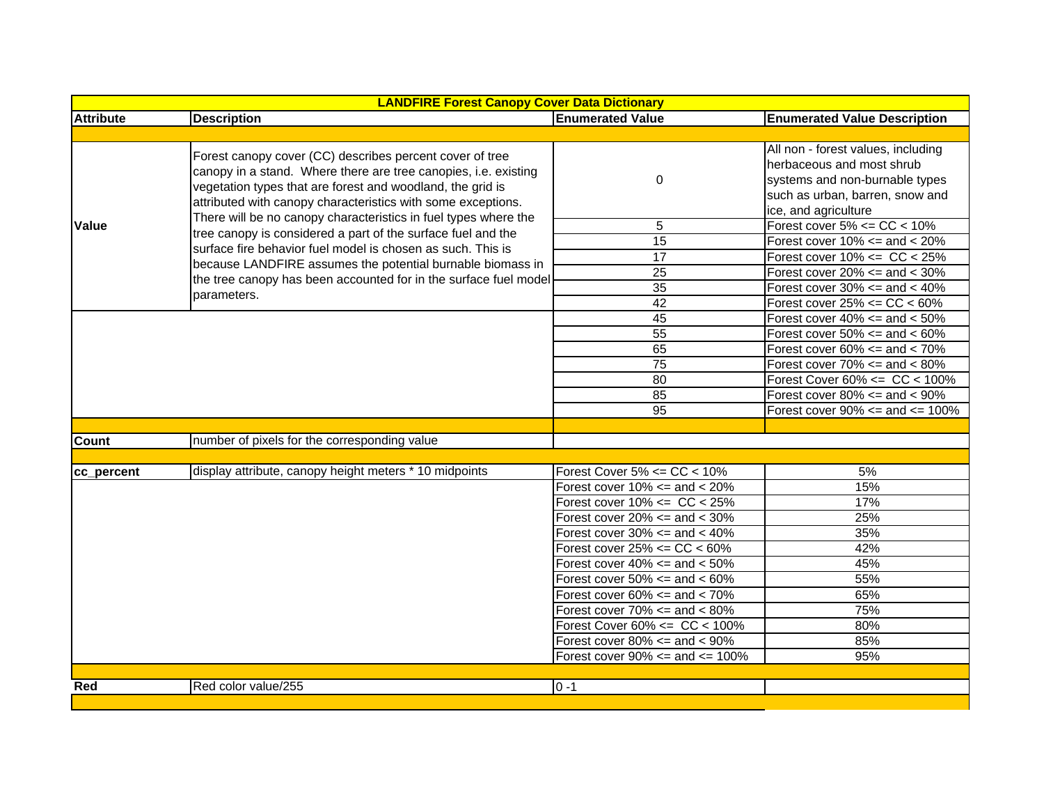| LANDFIRE Forest Canopy Cover Data Dictionary | | | |
|---|---|---|---|
| **Attribute** | **Description** | **Enumerated Value** | **Enumerated Value Description** |
| | | | |
| **Value** | Forest canopy cover (CC) describes percent cover of tree canopy in a stand. Where there are tree canopies, i.e. existing vegetation types that are forest and woodland, the grid is attributed with canopy characteristics with some exceptions. There will be no canopy characteristics in fuel types where the tree canopy is considered a part of the surface fuel and the surface fire behavior fuel model is chosen as such. This is because LANDFIRE assumes the potential burnable biomass in the tree canopy has been accounted for in the surface fuel model parameters. | 0 | All non - forest values, including herbaceous and most shrub systems and non-burnable types such as urban, barren, snow and ice, and agriculture |
| | | 5 | Forest cover 5% <= CC < 10% |
| | | 15 | Forest cover 10% <= and < 20% |
| | | 17 | Forest cover 10% <= CC < 25% |
| | | 25 | Forest cover 20% <= and < 30% |
| | | 35 | Forest cover 30% <= and < 40% |
| | | 42 | Forest cover 25% <= CC < 60% |
| | | 45 | Forest cover 40% <= and < 50% |
| | | 55 | Forest cover 50% <= and < 60% |
| | | 65 | Forest cover 60% <= and < 70% |
| | | 75 | Forest cover 70% <= and < 80% |
| | | 80 | Forest Cover 60% <= CC < 100% |
| | | 85 | Forest cover 80% <= and < 90% |
| | | 95 | Forest cover 90% <= and <= 100% |
| | | | |
| **Count** | number of pixels for the corresponding value | | |
| | | | |
| **cc_percent** | display attribute, canopy height meters * 10 midpoints | Forest Cover 5% <= CC < 10% | 5% |
| | | Forest cover 10% <= and < 20% | 15% |
| | | Forest cover 10% <= CC < 25% | 17% |
| | | Forest cover 20% <= and < 30% | 25% |
| | | Forest cover 30% <= and < 40% | 35% |
| | | Forest cover 25% <= CC < 60% | 42% |
| | | Forest cover 40% <= and < 50% | 45% |
| | | Forest cover 50% <= and < 60% | 55% |
| | | Forest cover 60% <= and < 70% | 65% |
| | | Forest cover 70% <= and < 80% | 75% |
| | | Forest Cover 60% <= CC < 100% | 80% |
| | | Forest cover 80% <= and < 90% | 85% |
| | | Forest cover 90% <= and <= 100% | 95% |
| | | | |
| **Red** | Red color value/255 | 0 -1 | |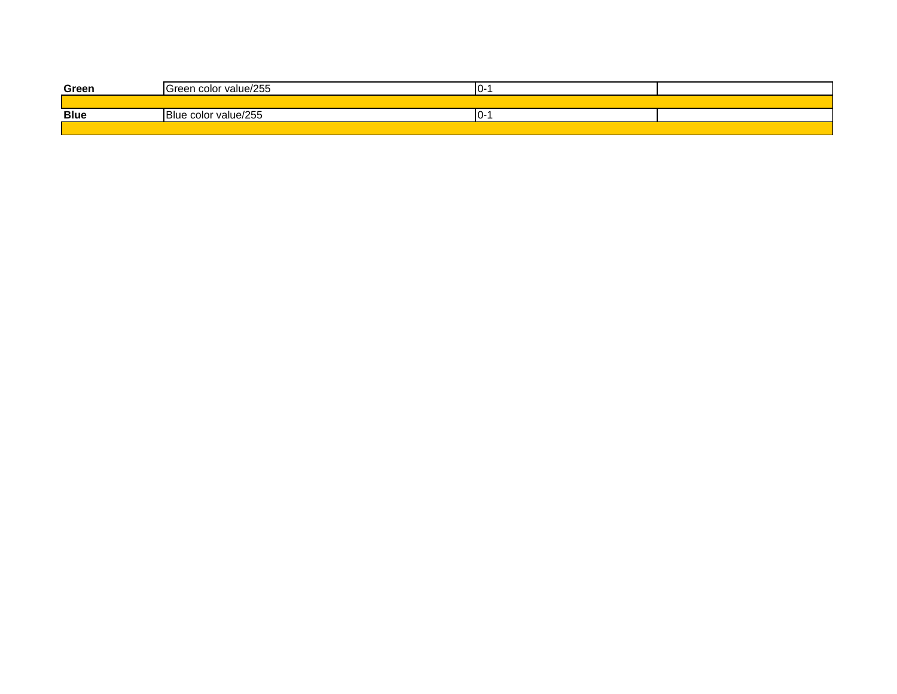| | | | |
|---|---|---|---|
| **Green** | Green color value/255 | 0-1 | |
| | | | |
| **Blue** | Blue color value/255 | 0-1 | |
| | | | |